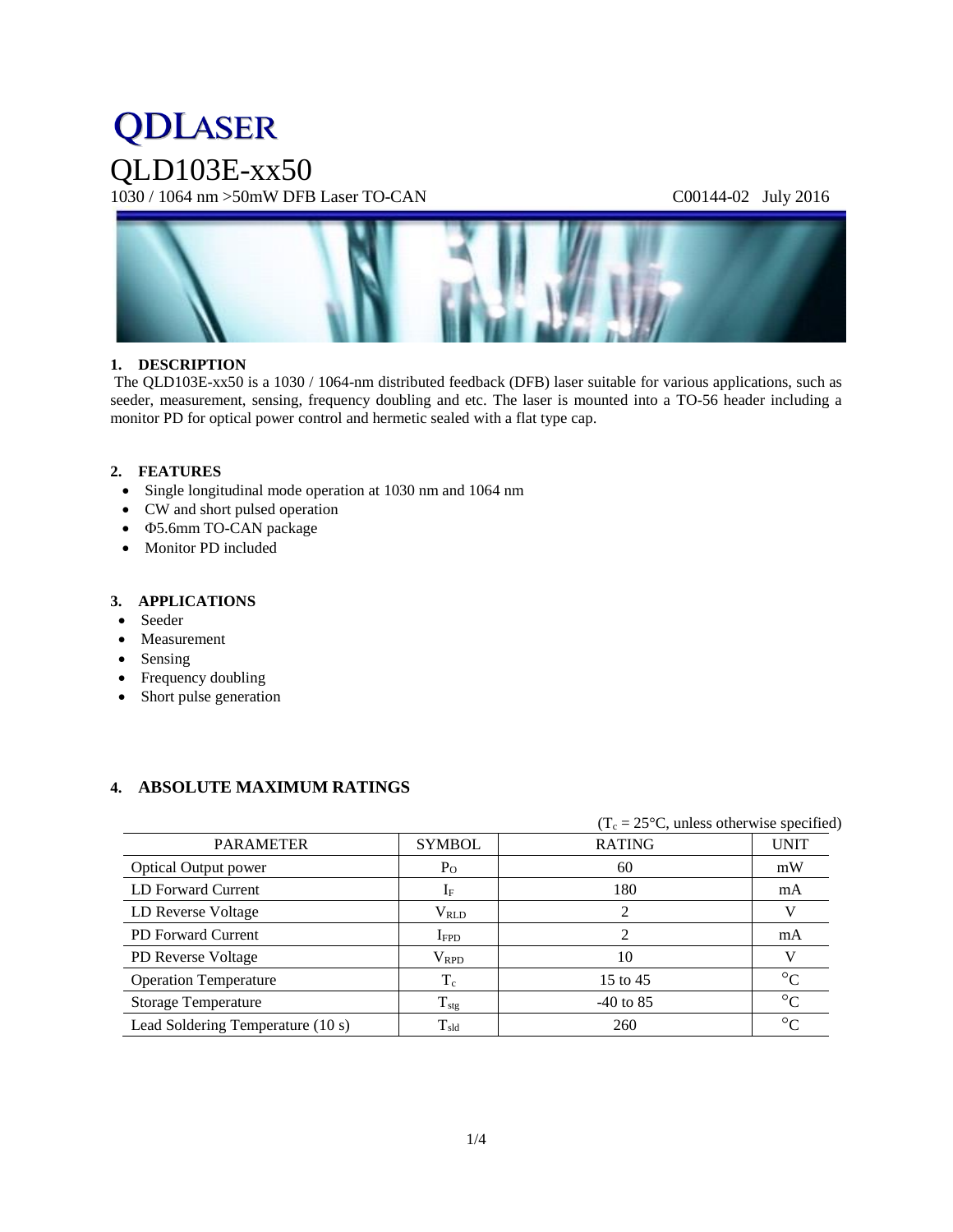# QDLASER

# QLD103E-xx50

1030 / 1064 nm >50mW DFB Laser TO-CAN C00144-02 July 2016

## 1. DESCRIPTION

The QLD103E-xx50 is a 1030 / 1064-nm distributed feedback (DFB) laser suitable for various applications, such as seeder, measurement, sensing, frequency doubling and etc. The laser is mounted into a TO-56 header including a monitor PD for optical power control and hermetic sealed with a flat type cap.

## 2. FEATURES

- Single longitudinal mode operation at 1030 nm and 1064 nm
- CW and short pulsed operation
- Φ5.6mm TO-CAN package
- Monitor PD included

## 3. APPLICATIONS

- Seeder
- Measurement
- Sensing
- Frequency doubling
- Short pulse generation

## 4. ABSOLUTE MAXIMUM RATINGS

($T_c$ = 25°C, unless otherwise specified)

| PARAMETER | SYMBOL | RATING | UNIT |
|---|---|---|---|
| Optical Output power | $P_O$ | 60 | mW |
| LD Forward Current | $I_F$ | 180 | mA |
| LD Reverse Voltage | $V_{RLD}$ | 2 | V |
| PD Forward Current | $I_{FPD}$ | 2 | mA |
| PD Reverse Voltage | $V_{RPD}$ | 10 | V |
| Operation Temperature | $T_c$ | 15 to 45 | °C |
| Storage Temperature | $T_{stg}$ | -40 to 85 | °C |
| Lead Soldering Temperature (10 s) | $T_{sld}$ | 260 | °C |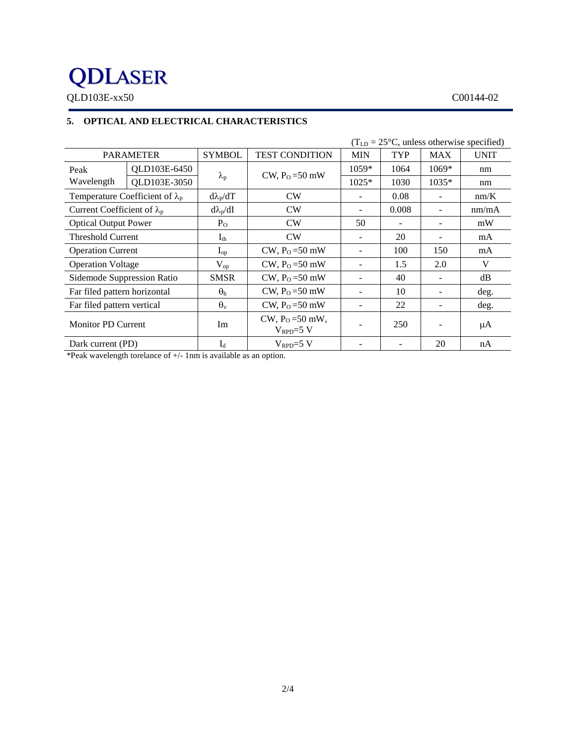## 5. OPTICAL AND ELECTRICAL CHARACTERISTICS

($T_{LD}$ = 25°C, unless otherwise specified)

| PARAMETER | | SYMBOL | TEST CONDITION | MIN | TYP | MAX | UNIT |
|---|---|---|---|---|---|---|---|
| Peak Wavelength | QLD103E-6450 | $\lambda_p$ | CW, $P_O$ =50 mW | 1059* | 1064 | 1069* | nm |
| | QLD103E-3050 | | | 1025* | 1030 | 1035* | nm |
| Temperature Coefficient of $\lambda_p$ | | $d\lambda_p/dT$ | CW | - | 0.08 | - | nm/K |
| Current Coefficient of $\lambda_p$ | | $d\lambda_p/dI$ | CW | - | 0.008 | - | nm/mA |
| Optical Output Power | | $P_O$ | CW | 50 | - | - | mW |
| Threshold Current | | $I_{th}$ | CW | - | 20 | - | mA |
| Operation Current | | $I_{op}$ | CW, $P_O$ =50 mW | - | 100 | 150 | mA |
| Operation Voltage | | $V_{op}$ | CW, $P_O$ =50 mW | - | 1.5 | 2.0 | V |
| Sidemode Suppression Ratio | | SMSR | CW, $P_O$ =50 mW | - | 40 | - | dB |
| Far filed pattern horizontal | | $\theta_h$ | CW, $P_O$ =50 mW | - | 10 | - | deg. |
| Far filed pattern vertical | | $\theta_v$ | CW, $P_O$ =50 mW | - | 22 | - | deg. |
| Monitor PD Current | | Im | CW, $P_O$ =50 mW, $V_{RPD}$=5 V | - | 250 | - | μA |
| Dark current (PD) | | $I_d$ | $V_{RPD}$=5 V | - | - | 20 | nA |

*Peak wavelength torelance of +/- 1nm is available as an option.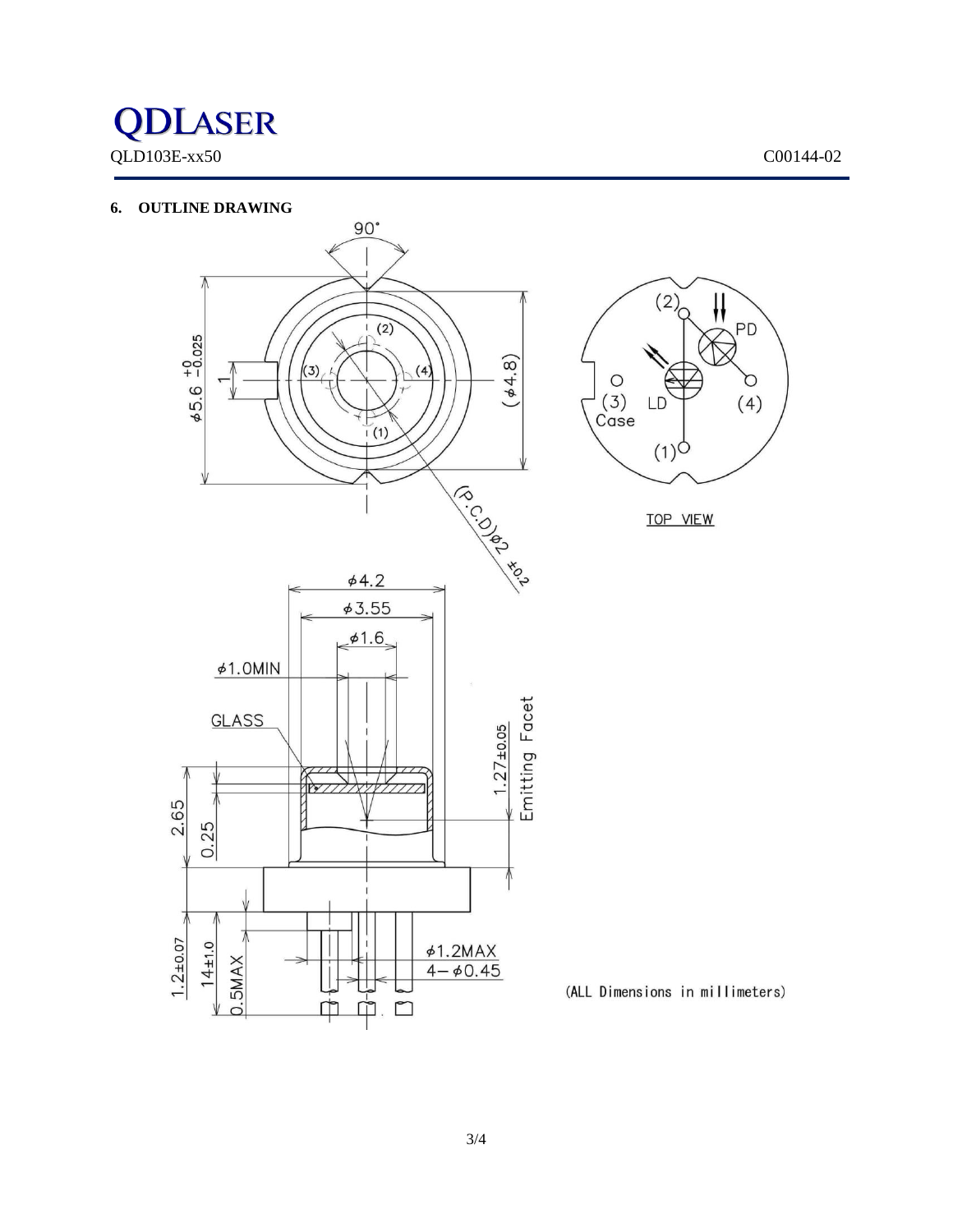## 6. OUTLINE DRAWING

(ALL Dimensions in millimeters)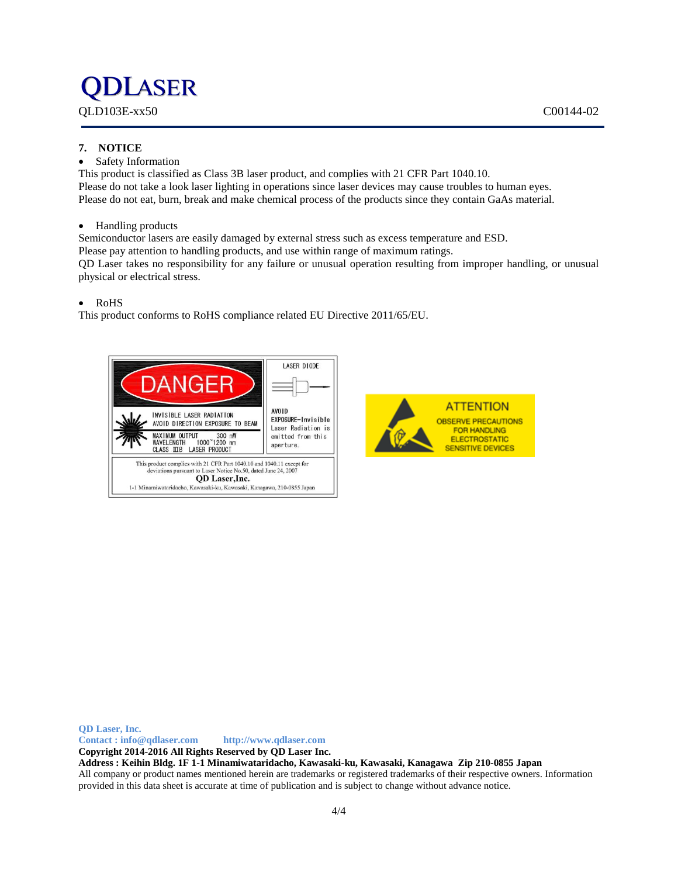## 7. NOTICE

- Safety Information

This product is classified as Class 3B laser product, and complies with 21 CFR Part 1040.10.
Please do not take a look laser lighting in operations since laser devices may cause troubles to human eyes.
Please do not eat, burn, break and make chemical process of the products since they contain GaAs material.

- Handling products

Semiconductor lasers are easily damaged by external stress such as excess temperature and ESD.
Please pay attention to handling products, and use within range of maximum ratings.
QD Laser takes no responsibility for any failure or unusual operation resulting from improper handling, or unusual physical or electrical stress.

- RoHS

This product conforms to RoHS compliance related EU Directive 2011/65/EU.

DANGER

INVISIBLE LASER RADIATION
AVOID DIRECTION EXPOSURE TO BEAM
MAXIMUM OUTPUT 300 mW
WAVELENGTH 1000~1200 nm
CLASS IIIB LASER PRODUCT

LASER DIODE

AVOID EXPOSURE-Invisible Laser Radiation is emitted from this aperture.

This product complies with 21 CFR Part 1040.10 and 1040.11 except for deviations pursuant to Laser Notice No.50, dated June 24, 2007

QD Laser,Inc.

1-1 Minamiwataridacho, Kawasaki-ku, Kawasaki, Kanagawa, 210-0855 Japan

ATTENTION

OBSERVE PRECAUTIONS FOR HANDLING ELECTROSTATIC SENSITIVE DEVICES

**QD Laser, Inc.**
**Contact : info@qdlaser.com** **http://www.qdlaser.com**
**Copyright 2014-2016 All Rights Reserved by QD Laser Inc.**
**Address : Keihin Bldg. 1F 1-1 Minamiwataridacho, Kawasaki-ku, Kawasaki, Kanagawa Zip 210-0855 Japan**
All company or product names mentioned herein are trademarks or registered trademarks of their respective owners. Information provided in this data sheet is accurate at time of publication and is subject to change without advance notice.